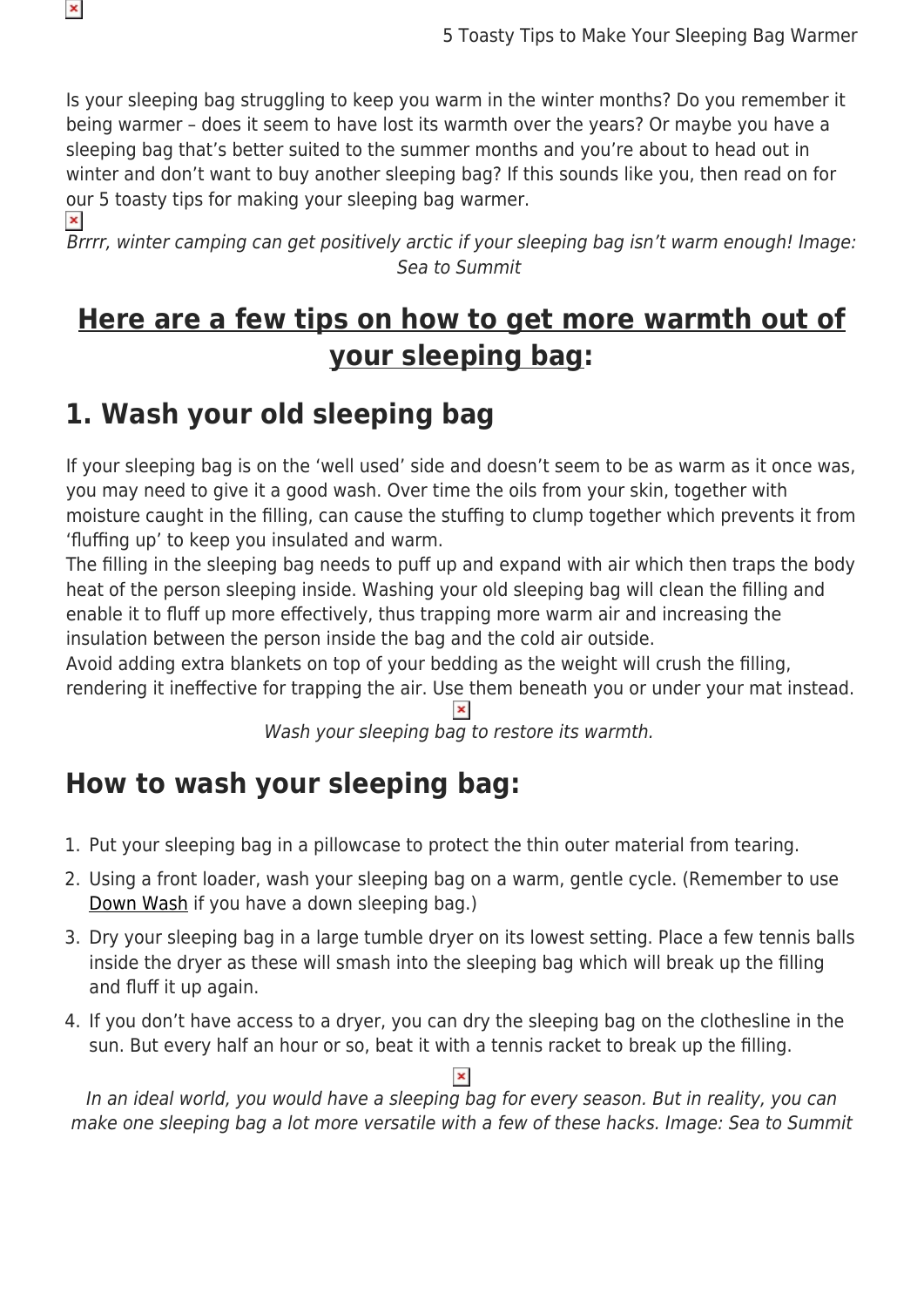Is your sleeping bag struggling to keep you warm in the winter months? Do you remember it being warmer – does it seem to have lost its warmth over the years? Or maybe you have a sleeping bag that's better suited to the summer months and you're about to head out in winter and don't want to buy another sleeping bag? If this sounds like you, then read on for our 5 toasty tips for making your sleeping bag warmer.

*Brrrr, winter camping can get positively arctic if your sleeping bag isn't warm enough! Image: Sea to Summit*

## Here are a few tips on how to get more warmth out of your sleeping bag:

## 1. Wash your old sleeping bag

If your sleeping bag is on the 'well used' side and doesn't seem to be as warm as it once was, you may need to give it a good wash. Over time the oils from your skin, together with moisture caught in the filling, can cause the stuffing to clump together which prevents it from 'fluffing up' to keep you insulated and warm.

The filling in the sleeping bag needs to puff up and expand with air which then traps the body heat of the person sleeping inside. Washing your old sleeping bag will clean the filling and enable it to fluff up more effectively, thus trapping more warm air and increasing the insulation between the person inside the bag and the cold air outside.

Avoid adding extra blankets on top of your bedding as the weight will crush the filling, rendering it ineffective for trapping the air. Use them beneath you or under your mat instead.

*Wash your sleeping bag to restore its warmth.*

## How to wash your sleeping bag:

1. Put your sleeping bag in a pillowcase to protect the thin outer material from tearing.
2. Using a front loader, wash your sleeping bag on a warm, gentle cycle. (Remember to use Down Wash if you have a down sleeping bag.)
3. Dry your sleeping bag in a large tumble dryer on its lowest setting. Place a few tennis balls inside the dryer as these will smash into the sleeping bag which will break up the filling and fluff it up again.
4. If you don't have access to a dryer, you can dry the sleeping bag on the clothesline in the sun. But every half an hour or so, beat it with a tennis racket to break up the filling.

*In an ideal world, you would have a sleeping bag for every season. But in reality, you can make one sleeping bag a lot more versatile with a few of these hacks. Image: Sea to Summit*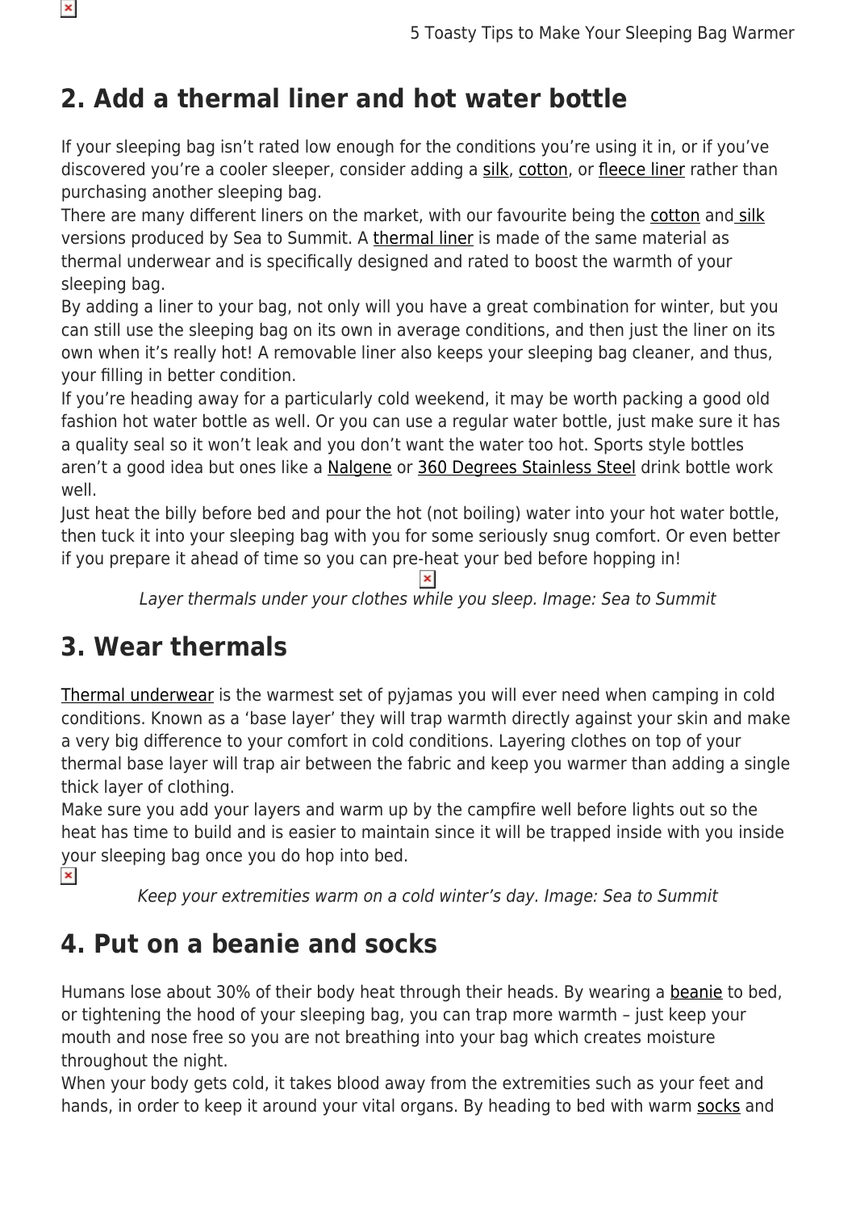## 2. Add a thermal liner and hot water bottle

If your sleeping bag isn't rated low enough for the conditions you're using it in, or if you've discovered you're a cooler sleeper, consider adding a silk, cotton, or fleece liner rather than purchasing another sleeping bag.

There are many different liners on the market, with our favourite being the cotton and silk versions produced by Sea to Summit. A thermal liner is made of the same material as thermal underwear and is specifically designed and rated to boost the warmth of your sleeping bag.

By adding a liner to your bag, not only will you have a great combination for winter, but you can still use the sleeping bag on its own in average conditions, and then just the liner on its own when it's really hot! A removable liner also keeps your sleeping bag cleaner, and thus, your filling in better condition.

If you're heading away for a particularly cold weekend, it may be worth packing a good old fashion hot water bottle as well. Or you can use a regular water bottle, just make sure it has a quality seal so it won't leak and you don't want the water too hot. Sports style bottles aren't a good idea but ones like a Nalgene or 360 Degrees Stainless Steel drink bottle work well.

Just heat the billy before bed and pour the hot (not boiling) water into your hot water bottle, then tuck it into your sleeping bag with you for some seriously snug comfort. Or even better if you prepare it ahead of time so you can pre-heat your bed before hopping in!

*Layer thermals under your clothes while you sleep. Image: Sea to Summit*

## 3. Wear thermals

Thermal underwear is the warmest set of pyjamas you will ever need when camping in cold conditions. Known as a 'base layer' they will trap warmth directly against your skin and make a very big difference to your comfort in cold conditions. Layering clothes on top of your thermal base layer will trap air between the fabric and keep you warmer than adding a single thick layer of clothing.

Make sure you add your layers and warm up by the campfire well before lights out so the heat has time to build and is easier to maintain since it will be trapped inside with you inside your sleeping bag once you do hop into bed.

*Keep your extremities warm on a cold winter's day. Image: Sea to Summit*

## 4. Put on a beanie and socks

Humans lose about 30% of their body heat through their heads. By wearing a beanie to bed, or tightening the hood of your sleeping bag, you can trap more warmth – just keep your mouth and nose free so you are not breathing into your bag which creates moisture throughout the night.

When your body gets cold, it takes blood away from the extremities such as your feet and hands, in order to keep it around your vital organs. By heading to bed with warm socks and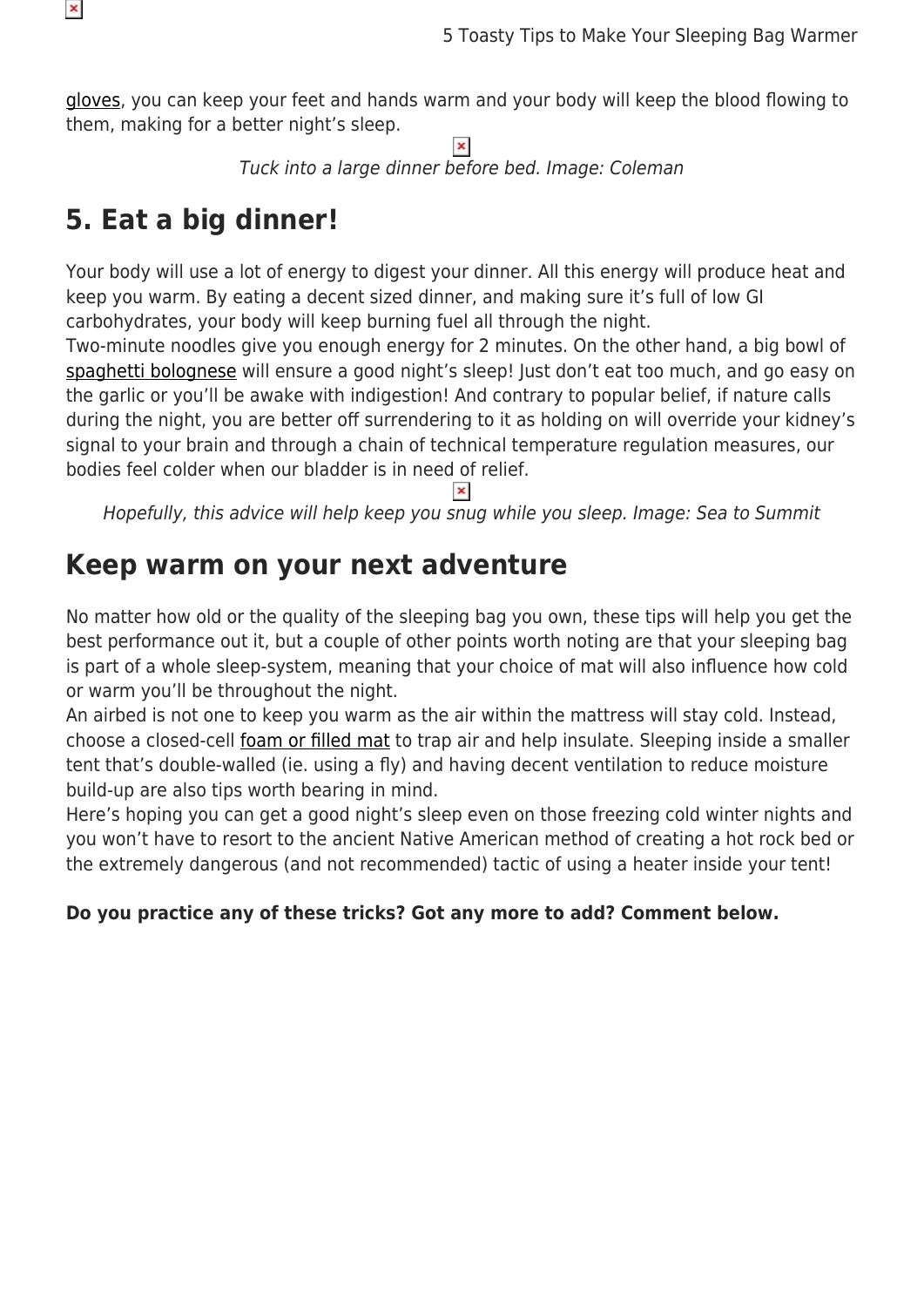gloves, you can keep your feet and hands warm and your body will keep the blood flowing to them, making for a better night's sleep.

*Tuck into a large dinner before bed. Image: Coleman*

## 5. Eat a big dinner!

Your body will use a lot of energy to digest your dinner. All this energy will produce heat and keep you warm. By eating a decent sized dinner, and making sure it's full of low GI carbohydrates, your body will keep burning fuel all through the night.
Two-minute noodles give you enough energy for 2 minutes. On the other hand, a big bowl of spaghetti bolognese will ensure a good night's sleep! Just don't eat too much, and go easy on the garlic or you'll be awake with indigestion! And contrary to popular belief, if nature calls during the night, you are better off surrendering to it as holding on will override your kidney's signal to your brain and through a chain of technical temperature regulation measures, our bodies feel colder when our bladder is in need of relief.

*Hopefully, this advice will help keep you snug while you sleep. Image: Sea to Summit*

## Keep warm on your next adventure

No matter how old or the quality of the sleeping bag you own, these tips will help you get the best performance out it, but a couple of other points worth noting are that your sleeping bag is part of a whole sleep-system, meaning that your choice of mat will also influence how cold or warm you'll be throughout the night.
An airbed is not one to keep you warm as the air within the mattress will stay cold. Instead, choose a closed-cell foam or filled mat to trap air and help insulate. Sleeping inside a smaller tent that's double-walled (ie. using a fly) and having decent ventilation to reduce moisture build-up are also tips worth bearing in mind.
Here's hoping you can get a good night's sleep even on those freezing cold winter nights and you won't have to resort to the ancient Native American method of creating a hot rock bed or the extremely dangerous (and not recommended) tactic of using a heater inside your tent!

**Do you practice any of these tricks? Got any more to add? Comment below.**